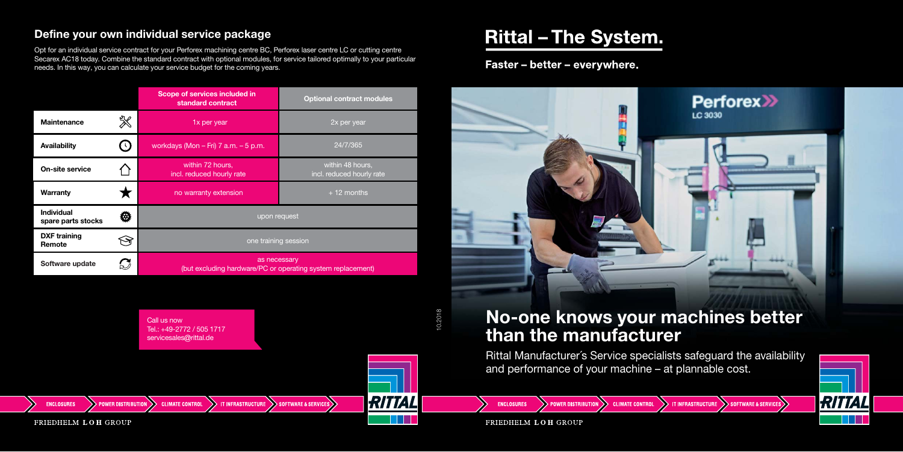## Define your own individual service package

Opt for an individual service contract for your Perforex machining centre BC, Perforex laser centre LC or cutting centre Secarex AC18 today. Combine the standard contract with optional modules, for service tailored optimally to your particular needs. In this way, you can calculate your service budget for the coming years.

| | Scope of services included in standard contract | Optional contract modules |
|---|---|---|
| **Maintenance** | 1x per year | 2x per year |
| **Availability** | workdays (Mon – Fri) 7 a.m. – 5 p.m. | 24/7/365 |
| **On-site service** | within 72 hours, incl. reduced hourly rate | within 48 hours, incl. reduced hourly rate |
| **Warranty** | no warranty extension | + 12 months |
| **Individual spare parts stocks** | upon request | |
| **DXF training Remote** | one training session | |
| **Software update** | as necessary (but excluding hardware/PC or operating system replacement) | |

Call us now
Tel.: +49-2772 / 505 1717
servicesales@rittal.de

ENCLOSURES POWER DISTRIBUTION CLIMATE CONTROL IT INFRASTRUCTURE SOFTWARE & SERVICES

RITTAL

FRIEDHELM LOH GROUP

10.2018

# Rittal – The System.

**Faster – better – everywhere.**

# No-one knows your machines better than the manufacturer

Rittal Manufacturer´s Service specialists safeguard the availability and performance of your machine – at plannable cost.

ENCLOSURES POWER DISTRIBUTION CLIMATE CONTROL IT INFRASTRUCTURE SOFTWARE & SERVICES

RITTAL

FRIEDHELM LOH GROUP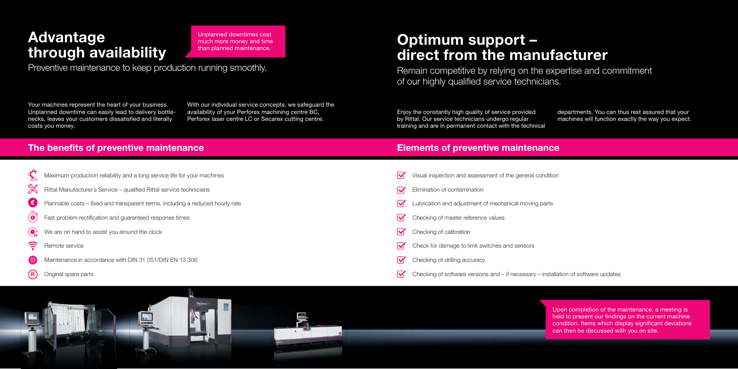# Advantage through availability

Unplanned downtimes cost much more money and time than planned maintenance.

Preventive maintenance to keep production running smoothly.

Your machines represent the heart of your business. Unplanned downtime can easily lead to delivery bottlenecks, leaves your customers dissatisfied and literally costs you money.

With our individual service concepts, we safeguard the availability of your Perforex machining centre BC, Perforex laser centre LC or Secarex cutting centre.

## The benefits of preventive maintenance

- Maximum production reliability and a long service life for your machines
- Rittal Manufacturer's Service – qualified Rittal service technicians
- Plannable costs – fixed and transparent terms, including a reduced hourly rate
- Fast problem rectification and guaranteed response times
- We are on hand to assist you around the clock
- Remote service
- Maintenance in accordance with DIN 31 051/DIN EN 13 306
- Original spare parts

# Optimum support – direct from the manufacturer

Remain competitive by relying on the expertise and commitment of our highly qualified service technicians.

Enjoy the constantly high quality of service provided by Rittal. Our service technicians undergo regular training and are in permanent contact with the technical departments. You can thus rest assured that your machines will function exactly the way you expect.

## Elements of preventive maintenance

- Visual inspection and assessment of the general condition
- Elimination of contamination
- Lubrication and adjustment of mechanical moving parts
- Checking of master reference values
- Checking of calibration
- Check for damage to limit switches and sensors
- Checking of drilling accuracy
- Checking of software versions and – if necessary – installation of software updates

Upon completion of the maintenance, a meeting is held to present our findings on the current machine condition. Items which display significant deviations can then be discussed with you on site.